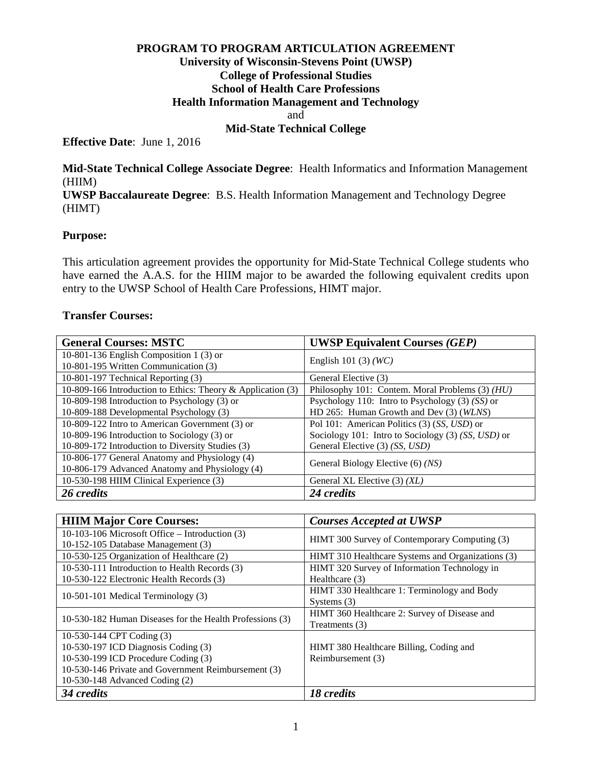**PROGRAM TO PROGRAM ARTICULATION AGREEMENT**
**University of Wisconsin-Stevens Point (UWSP)**
**College of Professional Studies**
**School of Health Care Professions**
**Health Information Management and Technology**
and
**Mid-State Technical College**

**Effective Date**: June 1, 2016

**Mid-State Technical College Associate Degree**: Health Informatics and Information Management (HIIM)
**UWSP Baccalaureate Degree**: B.S. Health Information Management and Technology Degree (HIMT)

**Purpose:**

This articulation agreement provides the opportunity for Mid-State Technical College students who have earned the A.A.S. for the HIIM major to be awarded the following equivalent credits upon entry to the UWSP School of Health Care Professions, HIMT major.

**Transfer Courses:**

| **General Courses: MSTC** | **UWSP Equivalent Courses *(GEP)*** |
|---|---|
| 10-801-136 English Composition 1 (3) or<br>10-801-195 Written Communication (3) | English 101 (3) *(WC)* |
| 10-801-197 Technical Reporting (3) | General Elective (3) |
| 10-809-166 Introduction to Ethics: Theory & Application (3) | Philosophy 101: Contem. Moral Problems (3) *(HU)* |
| 10-809-198 Introduction to Psychology (3) or<br>10-809-188 Developmental Psychology (3) | Psychology 110: Intro to Psychology (3) *(SS)* or<br>HD 265: Human Growth and Dev (3) (*WLNS*) |
| 10-809-122 Intro to American Government (3) or<br>10-809-196 Introduction to Sociology (3) or<br>10-809-172 Introduction to Diversity Studies (3) | Pol 101: American Politics (3) (*SS, USD*) or<br>Sociology 101: Intro to Sociology (3) *(SS, USD)* or<br>General Elective (3) *(SS, USD)* |
| 10-806-177 General Anatomy and Physiology (4)<br>10-806-179 Advanced Anatomy and Physiology (4) | General Biology Elective (6) *(NS)* |
| 10-530-198 HIIM Clinical Experience (3) | General XL Elective (3) *(XL)* |
| ***26 credits*** | ***24 credits*** |

| **HIIM Major Core Courses:** | ***Courses Accepted at UWSP*** |
|---|---|
| 10-103-106 Microsoft Office – Introduction (3)<br>10-152-105 Database Management (3) | HIMT 300 Survey of Contemporary Computing (3) |
| 10-530-125 Organization of Healthcare (2) | HIMT 310 Healthcare Systems and Organizations (3) |
| 10-530-111 Introduction to Health Records (3)<br>10-530-122 Electronic Health Records (3) | HIMT 320 Survey of Information Technology in Healthcare (3) |
| 10-501-101 Medical Terminology (3) | HIMT 330 Healthcare 1: Terminology and Body Systems (3) |
| 10-530-182 Human Diseases for the Health Professions (3) | HIMT 360 Healthcare 2: Survey of Disease and Treatments (3) |
| 10-530-144 CPT Coding (3)<br>10-530-197 ICD Diagnosis Coding (3)<br>10-530-199 ICD Procedure Coding (3)<br>10-530-146 Private and Government Reimbursement (3)<br>10-530-148 Advanced Coding (2) | HIMT 380 Healthcare Billing, Coding and Reimbursement (3) |
| ***34 credits*** | ***18 credits*** |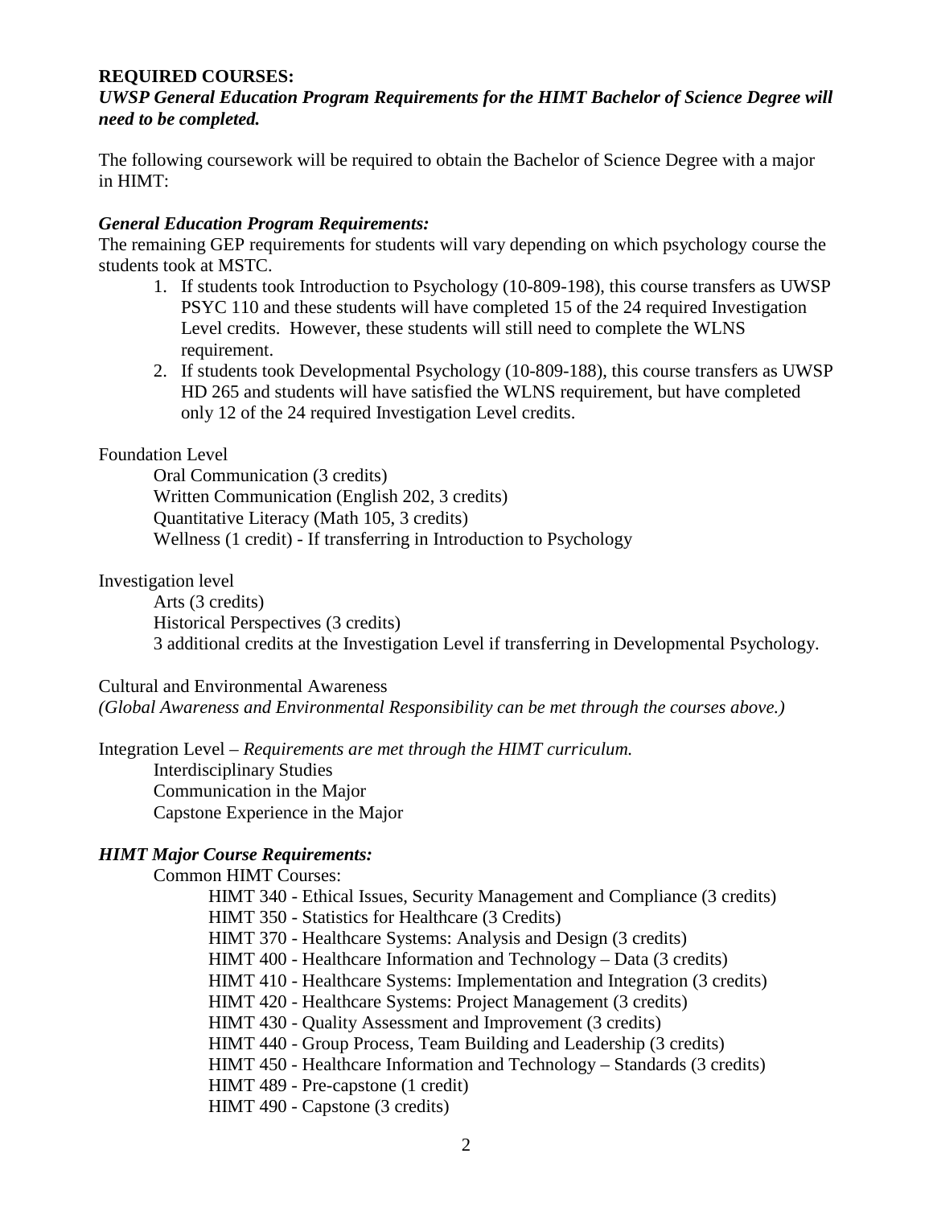**REQUIRED COURSES:**

***UWSP General Education Program Requirements for the HIMT Bachelor of Science Degree will need to be completed.***

The following coursework will be required to obtain the Bachelor of Science Degree with a major in HIMT:

***General Education Program Requirements:***

The remaining GEP requirements for students will vary depending on which psychology course the students took at MSTC.

1. If students took Introduction to Psychology (10-809-198), this course transfers as UWSP PSYC 110 and these students will have completed 15 of the 24 required Investigation Level credits. However, these students will still need to complete the WLNS requirement.
2. If students took Developmental Psychology (10-809-188), this course transfers as UWSP HD 265 and students will have satisfied the WLNS requirement, but have completed only 12 of the 24 required Investigation Level credits.

Foundation Level

- Oral Communication (3 credits)
- Written Communication (English 202, 3 credits)
- Quantitative Literacy (Math 105, 3 credits)
- Wellness (1 credit) - If transferring in Introduction to Psychology

Investigation level

- Arts (3 credits)
- Historical Perspectives (3 credits)
- 3 additional credits at the Investigation Level if transferring in Developmental Psychology.

Cultural and Environmental Awareness

*(Global Awareness and Environmental Responsibility can be met through the courses above.)*

Integration Level – *Requirements are met through the HIMT curriculum.*

- Interdisciplinary Studies
- Communication in the Major
- Capstone Experience in the Major

***HIMT Major Course Requirements:***

Common HIMT Courses:

- HIMT 340 - Ethical Issues, Security Management and Compliance (3 credits)
- HIMT 350 - Statistics for Healthcare (3 Credits)
- HIMT 370 - Healthcare Systems: Analysis and Design (3 credits)
- HIMT 400 - Healthcare Information and Technology – Data (3 credits)
- HIMT 410 - Healthcare Systems: Implementation and Integration (3 credits)
- HIMT 420 - Healthcare Systems: Project Management (3 credits)
- HIMT 430 - Quality Assessment and Improvement (3 credits)
- HIMT 440 - Group Process, Team Building and Leadership (3 credits)
- HIMT 450 - Healthcare Information and Technology – Standards (3 credits)
- HIMT 489 - Pre-capstone (1 credit)
- HIMT 490 - Capstone (3 credits)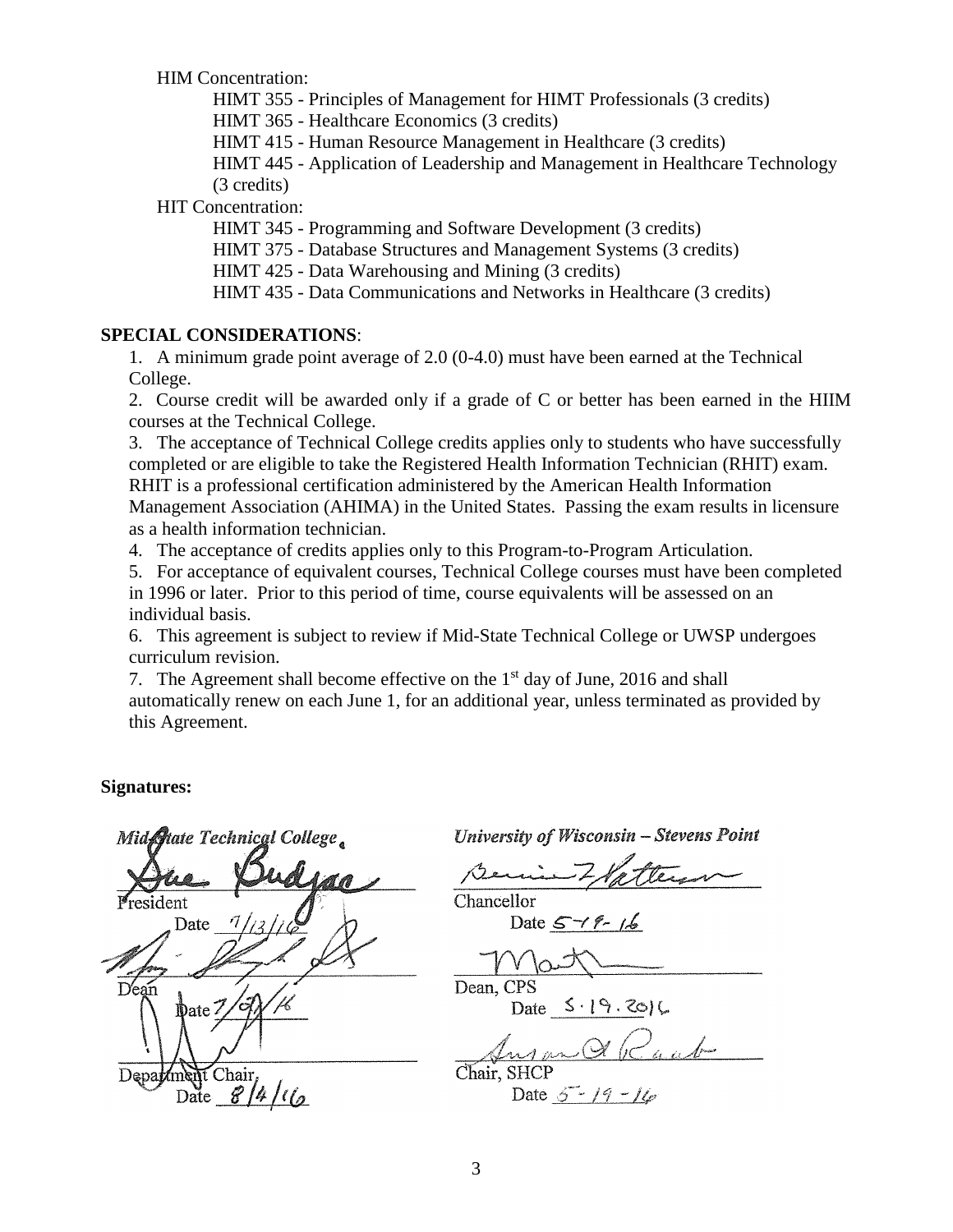HIM Concentration:

- HIMT 355 - Principles of Management for HIMT Professionals (3 credits)
- HIMT 365 - Healthcare Economics (3 credits)
- HIMT 415 - Human Resource Management in Healthcare (3 credits)
- HIMT 445 - Application of Leadership and Management in Healthcare Technology (3 credits)

HIT Concentration:

- HIMT 345 - Programming and Software Development (3 credits)
- HIMT 375 - Database Structures and Management Systems (3 credits)
- HIMT 425 - Data Warehousing and Mining (3 credits)
- HIMT 435 - Data Communications and Networks in Healthcare (3 credits)

**SPECIAL CONSIDERATIONS**:

1. A minimum grade point average of 2.0 (0-4.0) must have been earned at the Technical College.
2. Course credit will be awarded only if a grade of C or better has been earned in the HIIM courses at the Technical College.
3. The acceptance of Technical College credits applies only to students who have successfully completed or are eligible to take the Registered Health Information Technician (RHIT) exam. RHIT is a professional certification administered by the American Health Information Management Association (AHIMA) in the United States. Passing the exam results in licensure as a health information technician.
4. The acceptance of credits applies only to this Program-to-Program Articulation.
5. For acceptance of equivalent courses, Technical College courses must have been completed in 1996 or later. Prior to this period of time, course equivalents will be assessed on an individual basis.
6. This agreement is subject to review if Mid-State Technical College or UWSP undergoes curriculum revision.
7. The Agreement shall become effective on the 1st day of June, 2016 and shall automatically renew on each June 1, for an additional year, unless terminated as provided by this Agreement.

**Signatures:**

*Mid-State Technical College*

President
Date 7/13/16

Dean
Date 7/29/16

Department Chair
Date 8/4/16

*University of Wisconsin – Stevens Point*

Chancellor
Date 5-19-16

Dean, CPS
Date 5.19.2016

Chair, SHCP
Date 5-19-16